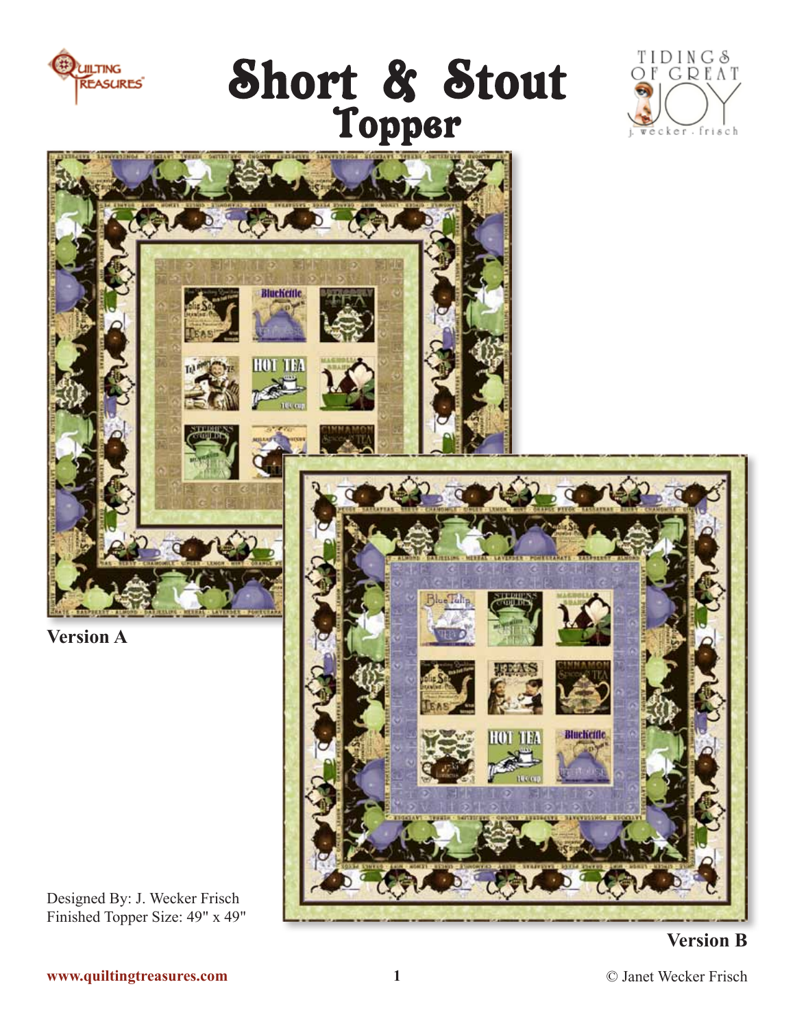# Short & Stout Topper

Version A

Version B

Designed By: J. Wecker Frisch
Finished Topper Size: 49" x 49"

www.quiltingtreasures.com

© Janet Wecker Frisch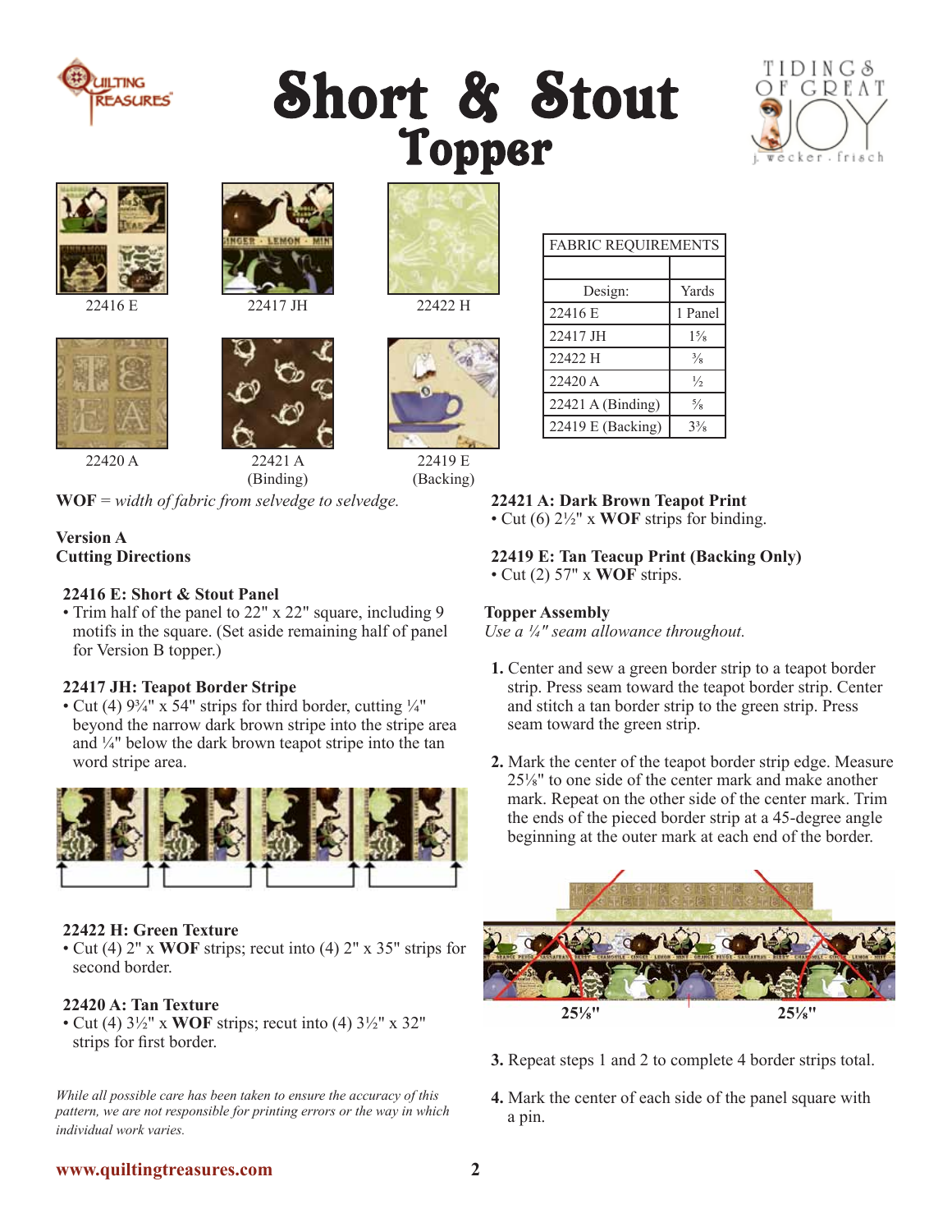# Short & Stout Topper

22416 E

22417 JH

22422 H

22420 A

22421 A (Binding)

22419 E (Backing)

| FABRIC REQUIREMENTS | |
|---|---|
| | |
| Design: | Yards |
| 22416 E | 1 Panel |
| 22417 JH | 1⅝ |
| 22422 H | ⅜ |
| 22420 A | ½ |
| 22421 A (Binding) | ⅝ |
| 22419 E (Backing) | 3⅜ |

**WOF** = *width of fabric from selvedge to selvedge.*

**Version A**
**Cutting Directions**

**22416 E: Short & Stout Panel**
- Trim half of the panel to 22" x 22" square, including 9 motifs in the square. (Set aside remaining half of panel for Version B topper.)

**22417 JH: Teapot Border Stripe**
- Cut (4) 9¾" x 54" strips for third border, cutting ¼" beyond the narrow dark brown stripe into the stripe area and ¼" below the dark brown teapot stripe into the tan word stripe area.

**22422 H: Green Texture**
- Cut (4) 2" x **WOF** strips; recut into (4) 2" x 35" strips for second border.

**22420 A: Tan Texture**
- Cut (4) 3½" x **WOF** strips; recut into (4) 3½" x 32" strips for first border.

*While all possible care has been taken to ensure the accuracy of this pattern, we are not responsible for printing errors or the way in which individual work varies.*

**22421 A: Dark Brown Teapot Print**
- Cut (6) 2½" x **WOF** strips for binding.

**22419 E: Tan Teacup Print (Backing Only)**
- Cut (2) 57" x **WOF** strips.

**Topper Assembly**
*Use a ¼" seam allowance throughout.*

1. Center and sew a green border strip to a teapot border strip. Press seam toward the teapot border strip. Center and stitch a tan border strip to the green strip. Press seam toward the green strip.

2. Mark the center of the teapot border strip edge. Measure 25⅛" to one side of the center mark and make another mark. Repeat on the other side of the center mark. Trim the ends of the pieced border strip at a 45-degree angle beginning at the outer mark at each end of the border.

25⅛" 25⅛"

3. Repeat steps 1 and 2 to complete 4 border strips total.

4. Mark the center of each side of the panel square with a pin.

**www.quiltingtreasures.com**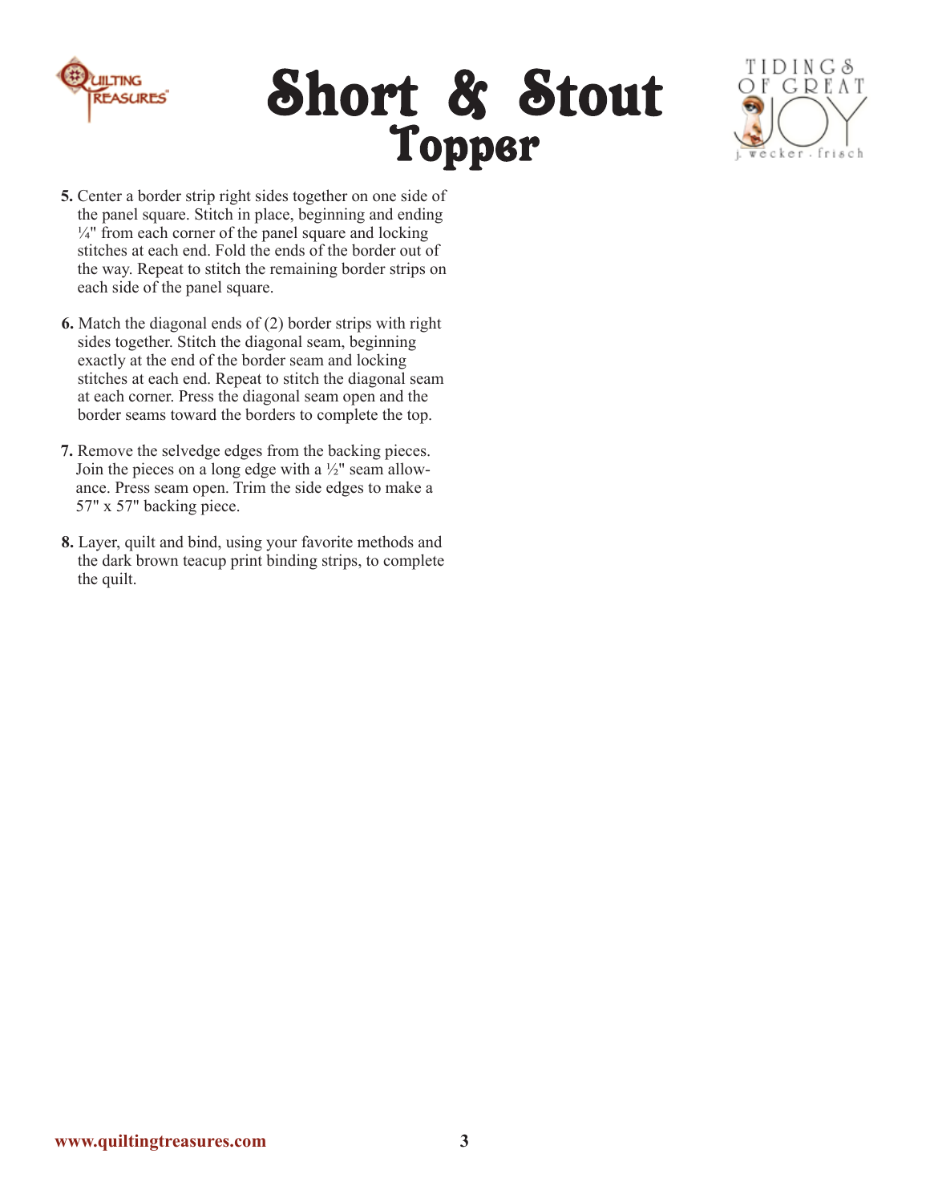# Short & Stout Topper

5. Center a border strip right sides together on one side of the panel square. Stitch in place, beginning and ending ¼" from each corner of the panel square and locking stitches at each end. Fold the ends of the border out of the way. Repeat to stitch the remaining border strips on each side of the panel square.

6. Match the diagonal ends of (2) border strips with right sides together. Stitch the diagonal seam, beginning exactly at the end of the border seam and locking stitches at each end. Repeat to stitch the diagonal seam at each corner. Press the diagonal seam open and the border seams toward the borders to complete the top.

7. Remove the selvedge edges from the backing pieces. Join the pieces on a long edge with a ½" seam allowance. Press seam open. Trim the side edges to make a 57" x 57" backing piece.

8. Layer, quilt and bind, using your favorite methods and the dark brown teacup print binding strips, to complete the quilt.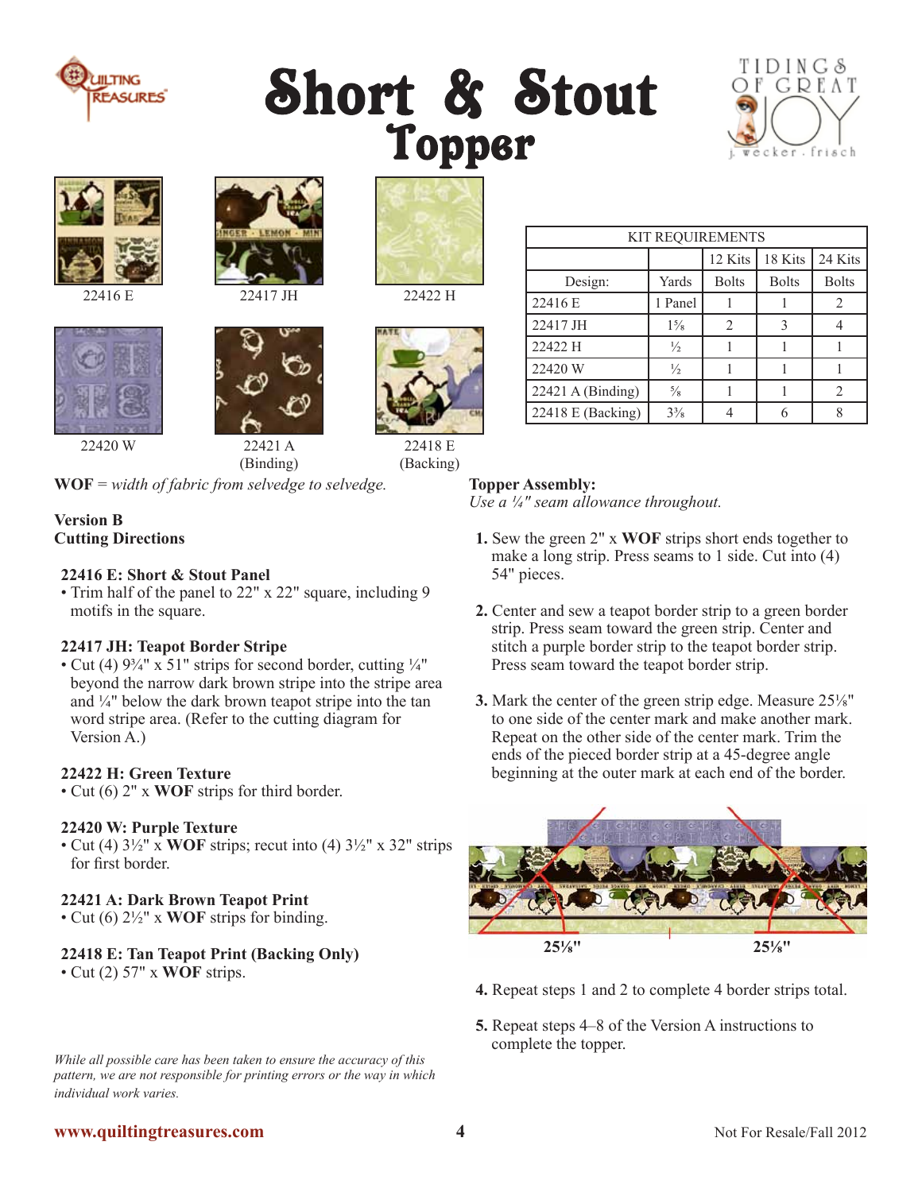# Short & Stout Topper

22416 E

22417 JH

22422 H

22420 W

22421 A (Binding)

22418 E (Backing)

| KIT REQUIREMENTS | | | | |
|---|---|---|---|---|
| | | 12 Kits | 18 Kits | 24 Kits |
| Design: | Yards | Bolts | Bolts | Bolts |
| 22416 E | 1 Panel | 1 | 1 | 2 |
| 22417 JH | 1⅝ | 2 | 3 | 4 |
| 22422 H | ½ | 1 | 1 | 1 |
| 22420 W | ½ | 1 | 1 | 1 |
| 22421 A (Binding) | ⅝ | 1 | 1 | 2 |
| 22418 E (Backing) | 3⅜ | 4 | 6 | 8 |

**WOF** = *width of fabric from selvedge to selvedge.*

## Version B
## Cutting Directions

### 22416 E: Short & Stout Panel

- Trim half of the panel to 22" x 22" square, including 9 motifs in the square.

### 22417 JH: Teapot Border Stripe

- Cut (4) 9¾" x 51" strips for second border, cutting ¼" beyond the narrow dark brown stripe into the stripe area and ¼" below the dark brown teapot stripe into the tan word stripe area. (Refer to the cutting diagram for Version A.)

### 22422 H: Green Texture

- Cut (6) 2" x **WOF** strips for third border.

### 22420 W: Purple Texture

- Cut (4) 3½" x **WOF** strips; recut into (4) 3½" x 32" strips for first border.

### 22421 A: Dark Brown Teapot Print

- Cut (6) 2½" x **WOF** strips for binding.

### 22418 E: Tan Teapot Print (Backing Only)

- Cut (2) 57" x **WOF** strips.

## Topper Assembly:

*Use a ¼" seam allowance throughout.*

1. Sew the green 2" x **WOF** strips short ends together to make a long strip. Press seams to 1 side. Cut into (4) 54" pieces.

2. Center and sew a teapot border strip to a green border strip. Press seam toward the green strip. Center and stitch a purple border strip to the teapot border strip. Press seam toward the teapot border strip.

3. Mark the center of the green strip edge. Measure 25⅛" to one side of the center mark and make another mark. Repeat on the other side of the center mark. Trim the ends of the pieced border strip at a 45-degree angle beginning at the outer mark at each end of the border.

25⅛"

25⅛"

4. Repeat steps 1 and 2 to complete 4 border strips total.

5. Repeat steps 4–8 of the Version A instructions to complete the topper.

*While all possible care has been taken to ensure the accuracy of this pattern, we are not responsible for printing errors or the way in which individual work varies.*

www.quiltingtreasures.com

Not For Resale/Fall 2012